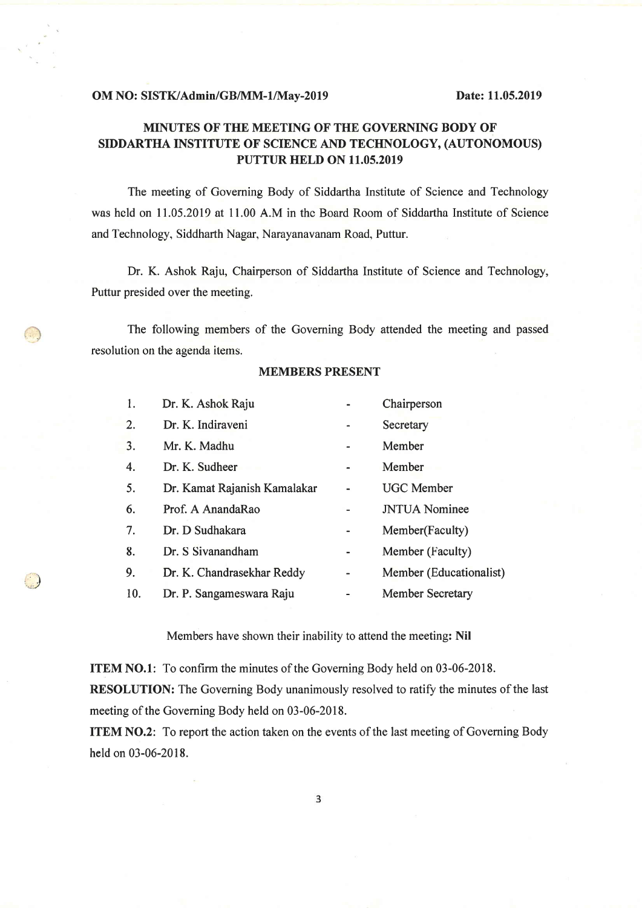**OM NO: SISTK/Admin/GB/MM-1/May-2019** **Date: 11.05.2019**

## MINUTES OF THE MEETING OF THE GOVERNING BODY OF SIDDARTHA INSTITUTE OF SCIENCE AND TECHNOLOGY, (AUTONOMOUS) PUTTUR HELD ON 11.05.2019

The meeting of Governing Body of Siddartha Institute of Science and Technology was held on 11.05.2019 at 11.00 A.M in the Board Room of Siddartha Institute of Science and Technology, Siddharth Nagar, Narayanavanam Road, Puttur.

Dr. K. Ashok Raju, Chairperson of Siddartha Institute of Science and Technology, Puttur presided over the meeting.

The following members of the Governing Body attended the meeting and passed resolution on the agenda items.

### MEMBERS PRESENT

| | | | |
|---|---|---|---|
| 1. | Dr. K. Ashok Raju | - | Chairperson |
| 2. | Dr. K. Indiraveni | - | Secretary |
| 3. | Mr. K. Madhu | - | Member |
| 4. | Dr. K. Sudheer | - | Member |
| 5. | Dr. Kamat Rajanish Kamalakar | - | UGC Member |
| 6. | Prof. A AnandaRao | - | JNTUA Nominee |
| 7. | Dr. D Sudhakara | - | Member(Faculty) |
| 8. | Dr. S Sivanandham | - | Member (Faculty) |
| 9. | Dr. K. Chandrasekhar Reddy | - | Member (Educationalist) |
| 10. | Dr. P. Sangameswara Raju | - | Member Secretary |

Members have shown their inability to attend the meeting: **Nil**

**ITEM NO.1**: To confirm the minutes of the Governing Body held on 03-06-2018.

**RESOLUTION:** The Governing Body unanimously resolved to ratify the minutes of the last meeting of the Governing Body held on 03-06-2018.

**ITEM NO.2**: To report the action taken on the events of the last meeting of Governing Body held on 03-06-2018.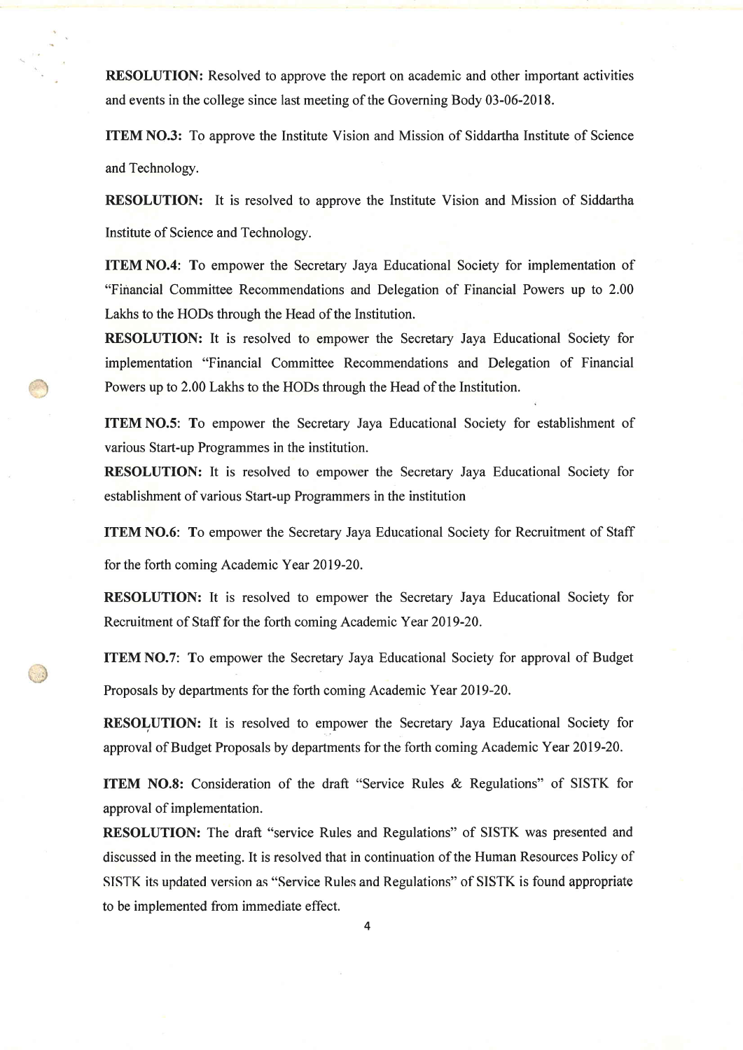**RESOLUTION:** Resolved to approve the report on academic and other important activities and events in the college since last meeting of the Governing Body 03-06-2018.

**ITEM NO.3:** To approve the Institute Vision and Mission of Siddartha Institute of Science and Technology.

**RESOLUTION:** It is resolved to approve the Institute Vision and Mission of Siddartha Institute of Science and Technology.

**ITEM NO.4:** To empower the Secretary Jaya Educational Society for implementation of "Financial Committee Recommendations and Delegation of Financial Powers up to 2.00 Lakhs to the HODs through the Head of the Institution.

**RESOLUTION:** It is resolved to empower the Secretary Jaya Educational Society for implementation "Financial Committee Recommendations and Delegation of Financial Powers up to 2.00 Lakhs to the HODs through the Head of the Institution.

**ITEM NO.5:** To empower the Secretary Jaya Educational Society for establishment of various Start-up Programmes in the institution.

**RESOLUTION:** It is resolved to empower the Secretary Jaya Educational Society for establishment of various Start-up Programmers in the institution

**ITEM NO.6:** To empower the Secretary Jaya Educational Society for Recruitment of Staff for the forth coming Academic Year 2019-20.

**RESOLUTION:** It is resolved to empower the Secretary Jaya Educational Society for Recruitment of Staff for the forth coming Academic Year 2019-20.

**ITEM NO.7:** To empower the Secretary Jaya Educational Society for approval of Budget Proposals by departments for the forth coming Academic Year 2019-20.

**RESOLUTION:** It is resolved to empower the Secretary Jaya Educational Society for approval of Budget Proposals by departments for the forth coming Academic Year 2019-20.

**ITEM NO.8:** Consideration of the draft "Service Rules & Regulations" of SISTK for approval of implementation.

**RESOLUTION:** The draft "service Rules and Regulations" of SISTK was presented and discussed in the meeting. It is resolved that in continuation of the Human Resources Policy of SISTK its updated version as "Service Rules and Regulations" of SISTK is found appropriate to be implemented from immediate effect.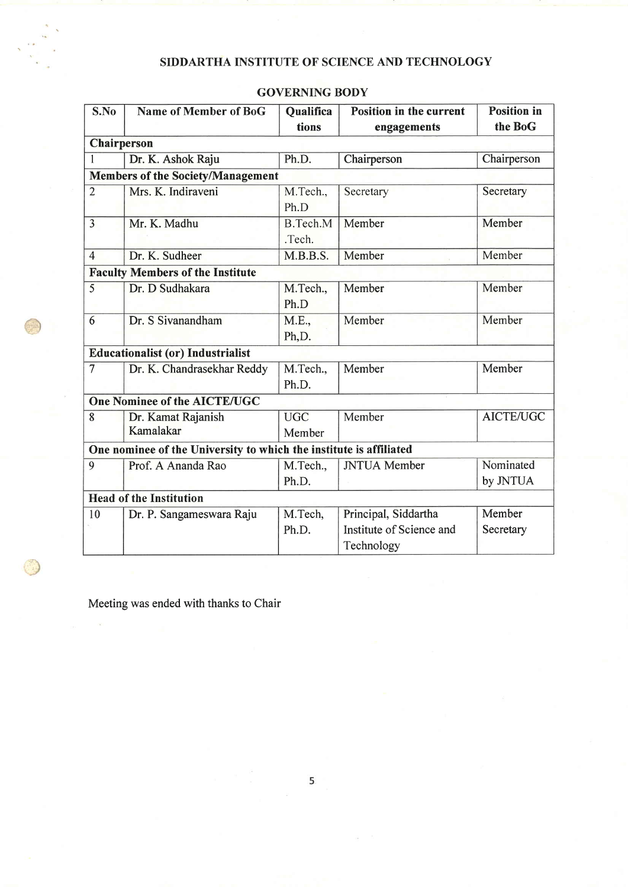# SIDDARTHA INSTITUTE OF SCIENCE AND TECHNOLOGY

## GOVERNING BODY

| S.No | Name of Member of BoG | Qualifications | Position in the current engagements | Position in the BoG |
|---|---|---|---|---|
| **Chairperson** | | | | |
| 1 | Dr. K. Ashok Raju | Ph.D. | Chairperson | Chairperson |
| **Members of the Society/Management** | | | | |
| 2 | Mrs. K. Indiraveni | M.Tech., Ph.D | Secretary | Secretary |
| 3 | Mr. K. Madhu | B.Tech.M.Tech. | Member | Member |
| 4 | Dr. K. Sudheer | M.B.B.S. | Member | Member |
| **Faculty Members of the Institute** | | | | |
| 5 | Dr. D Sudhakara | M.Tech., Ph.D | Member | Member |
| 6 | Dr. S Sivanandham | M.E., Ph,D. | Member | Member |
| **Educationalist (or) Industrialist** | | | | |
| 7 | Dr. K. Chandrasekhar Reddy | M.Tech., Ph.D. | Member | Member |
| **One Nominee of the AICTE/UGC** | | | | |
| 8 | Dr. Kamat Rajanish Kamalakar | UGC Member | Member | AICTE/UGC |
| **One nominee of the University to which the institute is affiliated** | | | | |
| 9 | Prof. A Ananda Rao | M.Tech., Ph.D. | JNTUA Member | Nominated by JNTUA |
| **Head of the Institution** | | | | |
| 10 | Dr. P. Sangameswara Raju | M.Tech, Ph.D. | Principal, Siddartha Institute of Science and Technology | Member Secretary |

Meeting was ended with thanks to Chair